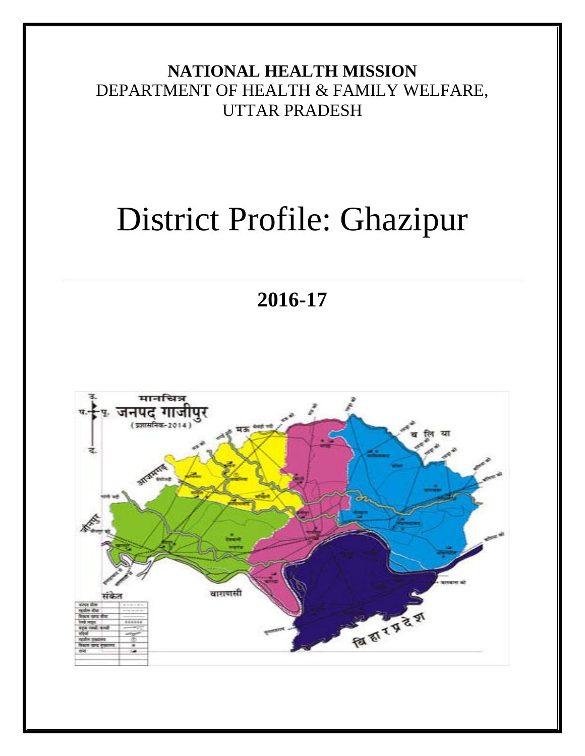**NATIONAL HEALTH MISSION**
DEPARTMENT OF HEALTH & FAMILY WELFARE,
UTTAR PRADESH

# District Profile: Ghazipur

---

## 2016-17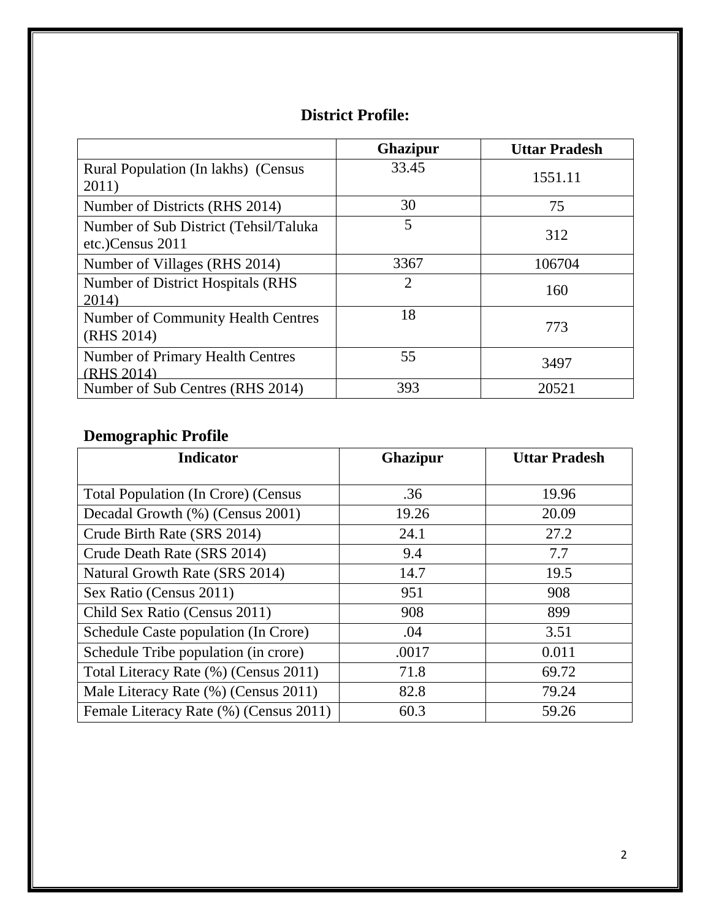## District Profile:

| | Ghazipur | Uttar Pradesh |
|---|---|---|
| Rural Population (In lakhs) (Census 2011) | 33.45 | 1551.11 |
| Number of Districts (RHS 2014) | 30 | 75 |
| Number of Sub District (Tehsil/Taluka etc.)Census 2011 | 5 | 312 |
| Number of Villages (RHS 2014) | 3367 | 106704 |
| Number of District Hospitals (RHS 2014) | 2 | 160 |
| Number of Community Health Centres (RHS 2014) | 18 | 773 |
| Number of Primary Health Centres (RHS 2014) | 55 | 3497 |
| Number of Sub Centres (RHS 2014) | 393 | 20521 |

## Demographic Profile

| Indicator | Ghazipur | Uttar Pradesh |
|---|---|---|
| Total Population (In Crore) (Census | .36 | 19.96 |
| Decadal Growth (%) (Census 2001) | 19.26 | 20.09 |
| Crude Birth Rate (SRS 2014) | 24.1 | 27.2 |
| Crude Death Rate (SRS 2014) | 9.4 | 7.7 |
| Natural Growth Rate (SRS 2014) | 14.7 | 19.5 |
| Sex Ratio (Census 2011) | 951 | 908 |
| Child Sex Ratio (Census 2011) | 908 | 899 |
| Schedule Caste population (In Crore) | .04 | 3.51 |
| Schedule Tribe population (in crore) | .0017 | 0.011 |
| Total Literacy Rate (%) (Census 2011) | 71.8 | 69.72 |
| Male Literacy Rate (%) (Census 2011) | 82.8 | 79.24 |
| Female Literacy Rate (%) (Census 2011) | 60.3 | 59.26 |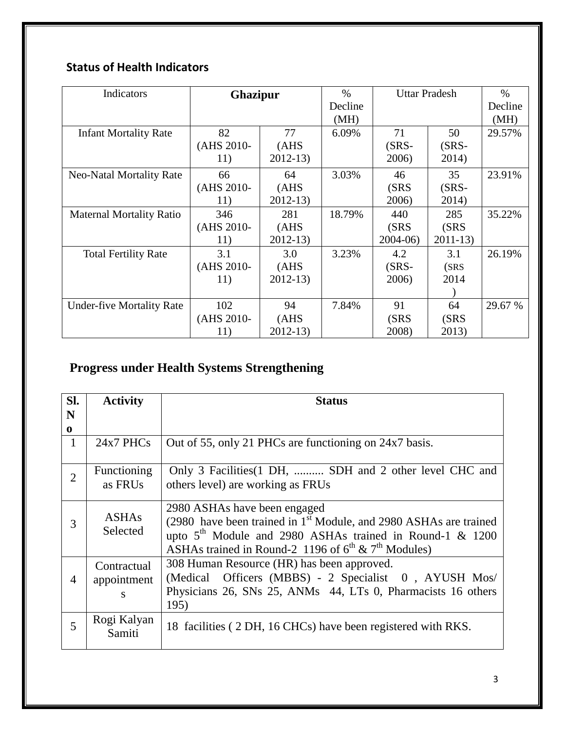## Status of Health Indicators

| Indicators | Ghazipur | | % Decline (MH) | Uttar Pradesh | | % Decline (MH) |
|---|---|---|---|---|---|---|
| Infant Mortality Rate | 82 (AHS 2010-11) | 77 (AHS 2012-13) | 6.09% | 71 (SRS-2006) | 50 (SRS-2014) | 29.57% |
| Neo-Natal Mortality Rate | 66 (AHS 2010-11) | 64 (AHS 2012-13) | 3.03% | 46 (SRS 2006) | 35 (SRS-2014) | 23.91% |
| Maternal Mortality Ratio | 346 (AHS 2010-11) | 281 (AHS 2012-13) | 18.79% | 440 (SRS 2004-06) | 285 (SRS 2011-13) | 35.22% |
| Total Fertility Rate | 3.1 (AHS 2010-11) | 3.0 (AHS 2012-13) | 3.23% | 4.2 (SRS-2006) | 3.1 (SRS 2014 ) | 26.19% |
| Under-five Mortality Rate | 102 (AHS 2010-11) | 94 (AHS 2012-13) | 7.84% | 91 (SRS 2008) | 64 (SRS 2013) | 29.67 % |

## Progress under Health Systems Strengthening

| Sl. No | Activity | Status |
|---|---|---|
| 1 | 24x7 PHCs | Out of 55, only 21 PHCs are functioning on 24x7 basis. |
| 2 | Functioning as FRUs | Only 3 Facilities(1 DH, .......... SDH and 2 other level CHC and others level) are working as FRUs |
| 3 | ASHAs Selected | 2980 ASHAs have been engaged (2980 have been trained in 1st Module, and 2980 ASHAs are trained upto 5th Module and 2980 ASHAs trained in Round-1 & 1200 ASHAs trained in Round-2 1196 of 6th & 7th Modules) |
| 4 | Contractual appointments | 308 Human Resource (HR) has been approved. (Medical Officers (MBBS) - 2 Specialist 0 , AYUSH Mos/ Physicians 26, SNs 25, ANMs 44, LTs 0, Pharmacists 16 others 195) |
| 5 | Rogi Kalyan Samiti | 18 facilities ( 2 DH, 16 CHCs) have been registered with RKS. |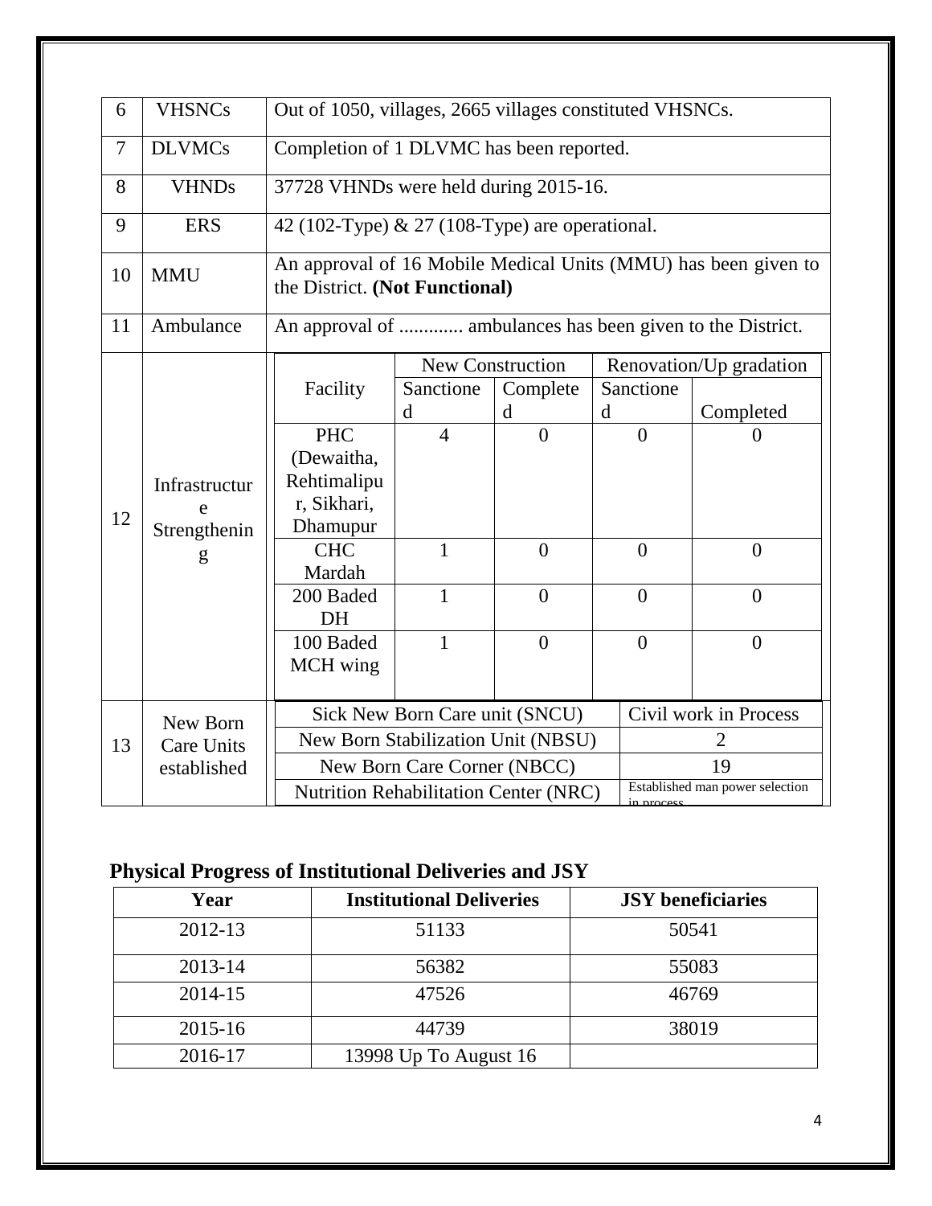| | | |
|---|---|---|
| 6 | VHSNCs | Out of 1050, villages, 2665 villages constituted VHSNCs. |
| 7 | DLVMCs | Completion of 1 DLVMC has been reported. |
| 8 | VHNDs | 37728 VHNDs were held during 2015-16. |
| 9 | ERS | 42 (102-Type) & 27 (108-Type) are operational. |
| 10 | MMU | An approval of 16 Mobile Medical Units (MMU) has been given to the District. **(Not Functional)** |
| 11 | Ambulance | An approval of ............. ambulances has been given to the District. |

**12 – Infrastructure Strengthening**

| Facility | New Construction | | Renovation/Up gradation | |
|---|---|---|---|---|
| | Sanctioned | Completed | Sanctioned | Completed |
| PHC (Dewaitha, Rehtimalipur, Sikhari, Dhamupur | 4 | 0 | 0 | 0 |
| CHC Mardah | 1 | 0 | 0 | 0 |
| 200 Baded DH | 1 | 0 | 0 | 0 |
| 100 Baded MCH wing | 1 | 0 | 0 | 0 |

**13 – New Born Care Units established**

| Unit | Status |
|---|---|
| Sick New Born Care unit (SNCU) | Civil work in Process |
| New Born Stabilization Unit (NBSU) | 2 |
| New Born Care Corner (NBCC) | 19 |
| Nutrition Rehabilitation Center (NRC) | Established man power selection in process |

## Physical Progress of Institutional Deliveries and JSY

| Year | Institutional Deliveries | JSY beneficiaries |
|---|---|---|
| 2012-13 | 51133 | 50541 |
| 2013-14 | 56382 | 55083 |
| 2014-15 | 47526 | 46769 |
| 2015-16 | 44739 | 38019 |
| 2016-17 | 13998 Up To August 16 | |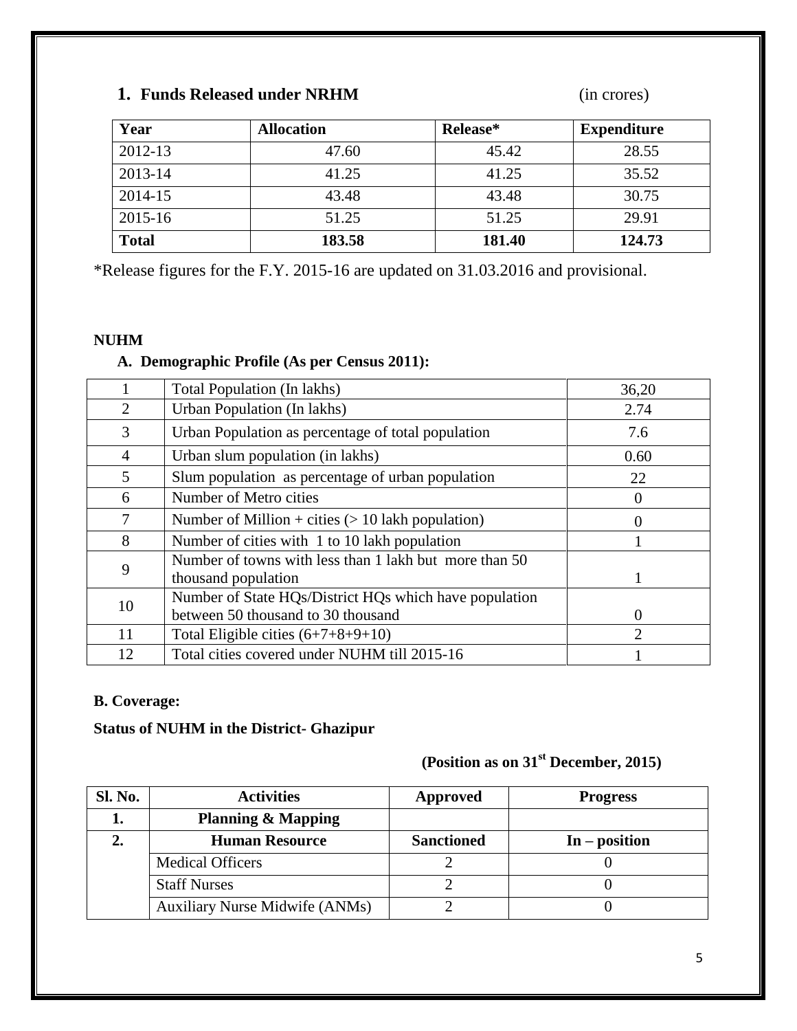## 1. Funds Released under NRHM

(in crores)

| Year | Allocation | Release* | Expenditure |
|---|---|---|---|
| 2012-13 | 47.60 | 45.42 | 28.55 |
| 2013-14 | 41.25 | 41.25 | 35.52 |
| 2014-15 | 43.48 | 43.48 | 30.75 |
| 2015-16 | 51.25 | 51.25 | 29.91 |
| **Total** | **183.58** | **181.40** | **124.73** |

*Release figures for the F.Y. 2015-16 are updated on 31.03.2016 and provisional.

**NUHM**

### A. Demographic Profile (As per Census 2011):

| | | |
|---|---|---|
| 1 | Total Population (In lakhs) | 36,20 |
| 2 | Urban Population (In lakhs) | 2.74 |
| 3 | Urban Population as percentage of total population | 7.6 |
| 4 | Urban slum population (in lakhs) | 0.60 |
| 5 | Slum population as percentage of urban population | 22 |
| 6 | Number of Metro cities | 0 |
| 7 | Number of Million + cities (> 10 lakh population) | 0 |
| 8 | Number of cities with 1 to 10 lakh population | 1 |
| 9 | Number of towns with less than 1 lakh but more than 50 thousand population | 1 |
| 10 | Number of State HQs/District HQs which have population between 50 thousand to 30 thousand | 0 |
| 11 | Total Eligible cities (6+7+8+9+10) | 2 |
| 12 | Total cities covered under NUHM till 2015-16 | 1 |

**B. Coverage:**

**Status of NUHM in the District- Ghazipur**

**(Position as on 31st December, 2015)**

| Sl. No. | Activities | Approved | Progress |
|---|---|---|---|
| **1.** | **Planning & Mapping** | | |
| **2.** | **Human Resource** | **Sanctioned** | **In – position** |
| | Medical Officers | 2 | 0 |
| | Staff Nurses | 2 | 0 |
| | Auxiliary Nurse Midwife (ANMs) | 2 | 0 |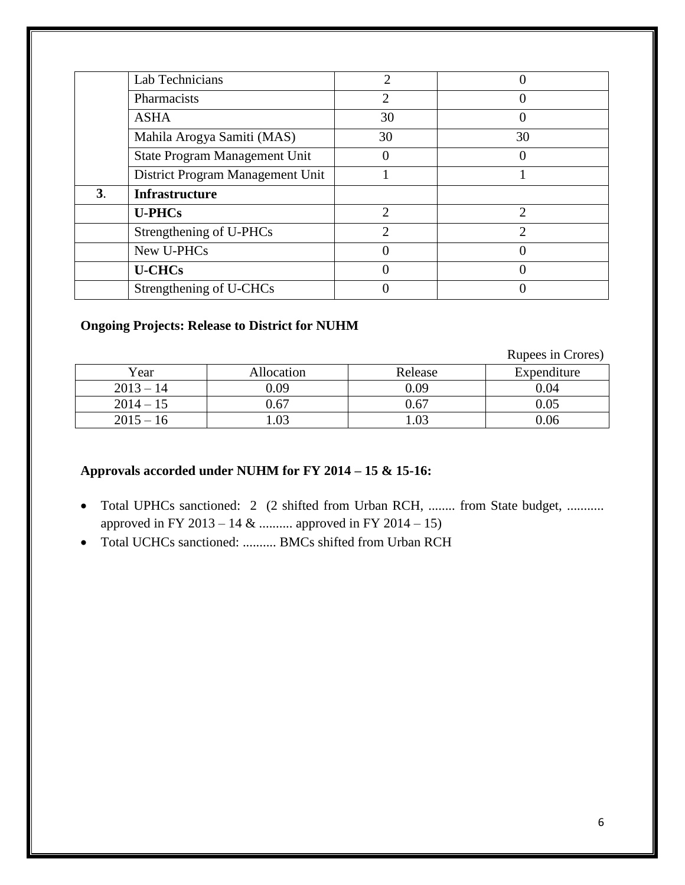| | | | |
|---|---|---|---|
| | Lab Technicians | 2 | 0 |
| | Pharmacists | 2 | 0 |
| | ASHA | 30 | 0 |
| | Mahila Arogya Samiti (MAS) | 30 | 30 |
| | State Program Management Unit | 0 | 0 |
| | District Program Management Unit | 1 | 1 |
| **3**. | **Infrastructure** | | |
| | **U-PHCs** | 2 | 2 |
| | Strengthening of U-PHCs | 2 | 2 |
| | New U-PHCs | 0 | 0 |
| | **U-CHCs** | 0 | 0 |
| | Strengthening of U-CHCs | 0 | 0 |

**Ongoing Projects: Release to District for NUHM**

Rupees in Crores)

| Year | Allocation | Release | Expenditure |
|---|---|---|---|
| 2013 – 14 | 0.09 | 0.09 | 0.04 |
| 2014 – 15 | 0.67 | 0.67 | 0.05 |
| 2015 – 16 | 1.03 | 1.03 | 0.06 |

**Approvals accorded under NUHM for FY 2014 – 15 & 15-16:**

- Total UPHCs sanctioned: 2 (2 shifted from Urban RCH, ........ from State budget, ........... approved in FY 2013 – 14 & .......... approved in FY 2014 – 15)
- Total UCHCs sanctioned: .......... BMCs shifted from Urban RCH